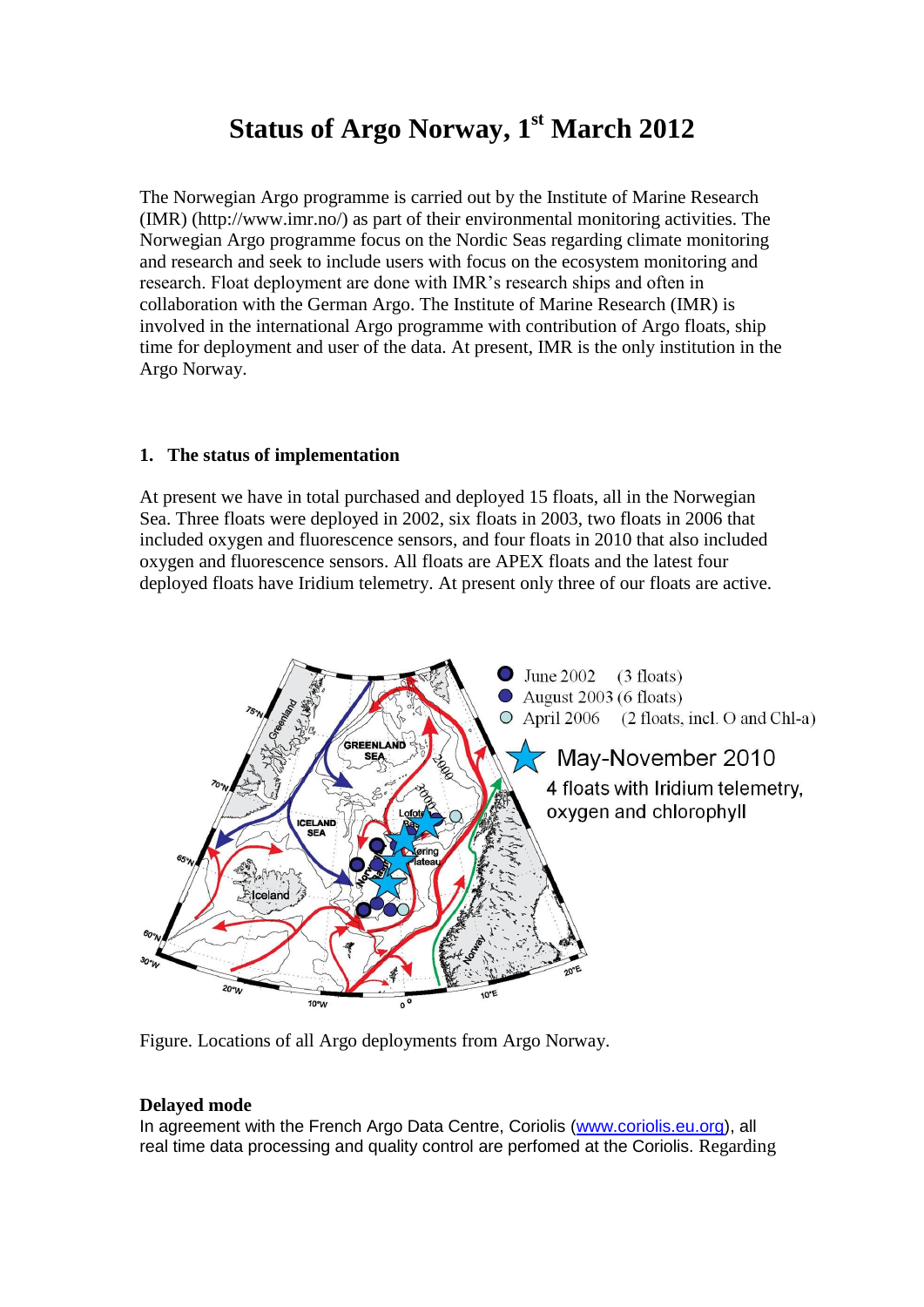# Status of Argo Norway, 1st March 2012

The Norwegian Argo programme is carried out by the Institute of Marine Research (IMR) (http://www.imr.no/) as part of their environmental monitoring activities. The Norwegian Argo programme focus on the Nordic Seas regarding climate monitoring and research and seek to include users with focus on the ecosystem monitoring and research. Float deployment are done with IMR's research ships and often in collaboration with the German Argo. The Institute of Marine Research (IMR) is involved in the international Argo programme with contribution of Argo floats, ship time for deployment and user of the data. At present, IMR is the only institution in the Argo Norway.

## 1. The status of implementation

At present we have in total purchased and deployed 15 floats, all in the Norwegian Sea. Three floats were deployed in 2002, six floats in 2003, two floats in 2006 that included oxygen and fluorescence sensors, and four floats in 2010 that also included oxygen and fluorescence sensors. All floats are APEX floats and the latest four deployed floats have Iridium telemetry. At present only three of our floats are active.

Figure. Locations of all Argo deployments from Argo Norway.

### Delayed mode

In agreement with the French Argo Data Centre, Coriolis (www.coriolis.eu.org), all real time data processing and quality control are perfomed at the Coriolis. Regarding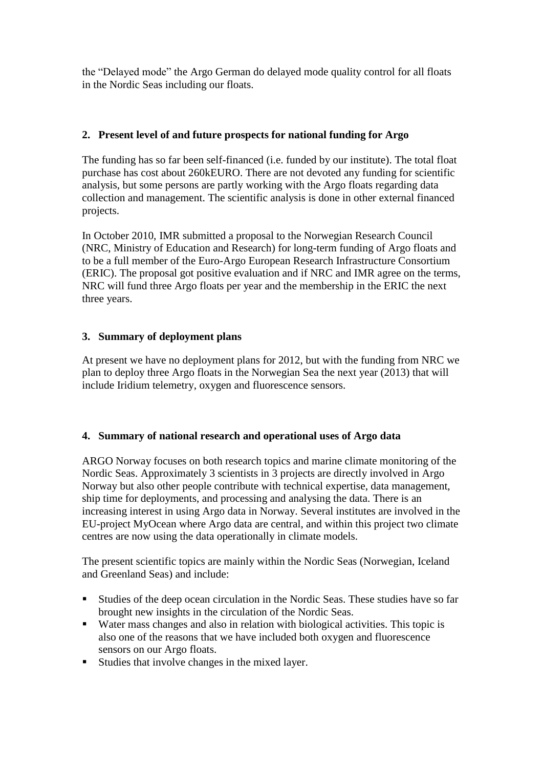the “Delayed mode” the Argo German do delayed mode quality control for all floats in the Nordic Seas including our floats.

## 2. Present level of and future prospects for national funding for Argo

The funding has so far been self-financed (i.e. funded by our institute). The total float purchase has cost about 260kEURO. There are not devoted any funding for scientific analysis, but some persons are partly working with the Argo floats regarding data collection and management. The scientific analysis is done in other external financed projects.

In October 2010, IMR submitted a proposal to the Norwegian Research Council (NRC, Ministry of Education and Research) for long-term funding of Argo floats and to be a full member of the Euro-Argo European Research Infrastructure Consortium (ERIC). The proposal got positive evaluation and if NRC and IMR agree on the terms, NRC will fund three Argo floats per year and the membership in the ERIC the next three years.

## 3. Summary of deployment plans

At present we have no deployment plans for 2012, but with the funding from NRC we plan to deploy three Argo floats in the Norwegian Sea the next year (2013) that will include Iridium telemetry, oxygen and fluorescence sensors.

## 4. Summary of national research and operational uses of Argo data

ARGO Norway focuses on both research topics and marine climate monitoring of the Nordic Seas. Approximately 3 scientists in 3 projects are directly involved in Argo Norway but also other people contribute with technical expertise, data management, ship time for deployments, and processing and analysing the data. There is an increasing interest in using Argo data in Norway. Several institutes are involved in the EU-project MyOcean where Argo data are central, and within this project two climate centres are now using the data operationally in climate models.

The present scientific topics are mainly within the Nordic Seas (Norwegian, Iceland and Greenland Seas) and include:

- Studies of the deep ocean circulation in the Nordic Seas. These studies have so far brought new insights in the circulation of the Nordic Seas.
- Water mass changes and also in relation with biological activities. This topic is also one of the reasons that we have included both oxygen and fluorescence sensors on our Argo floats.
- Studies that involve changes in the mixed layer.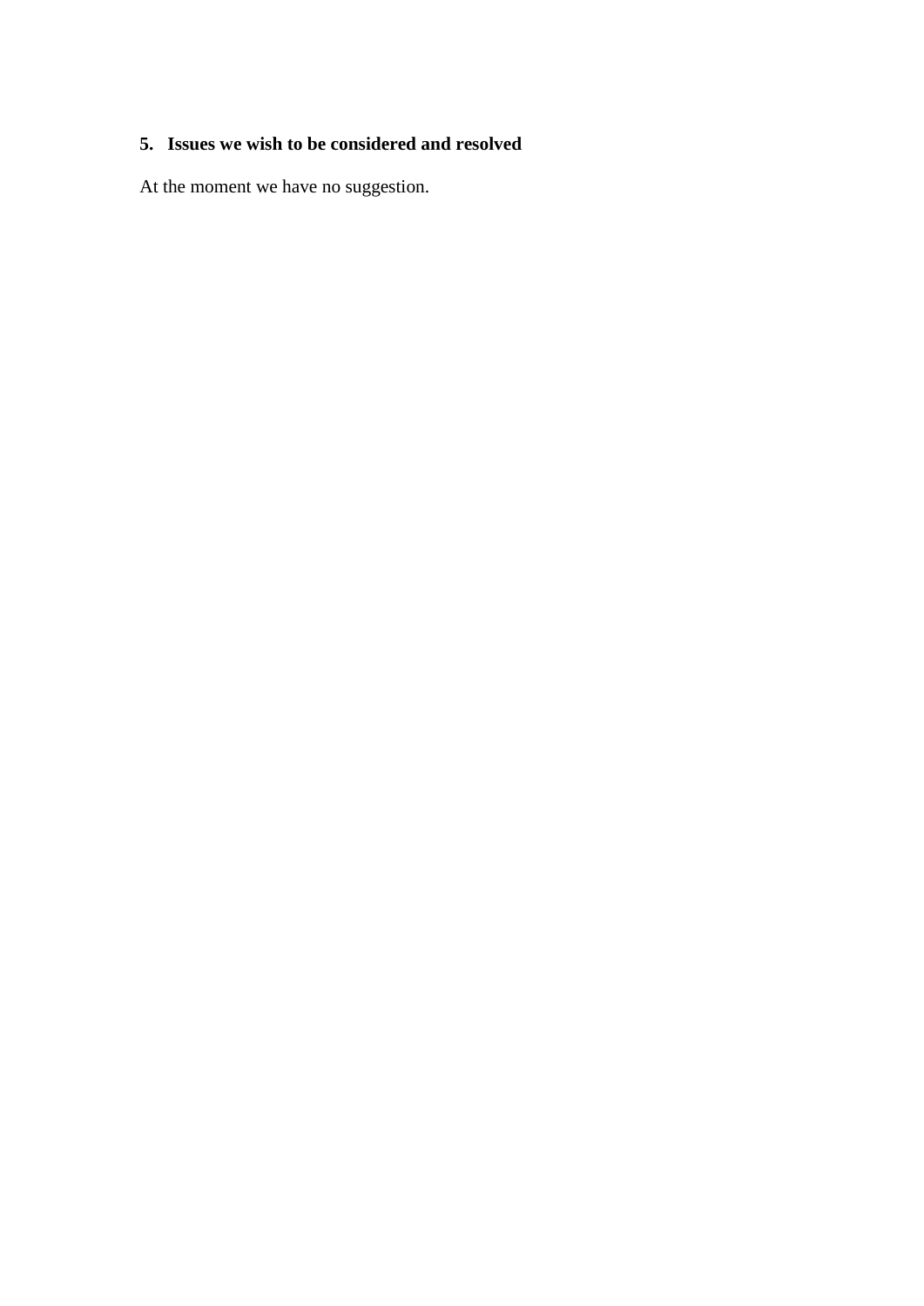## 5. Issues we wish to be considered and resolved

At the moment we have no suggestion.